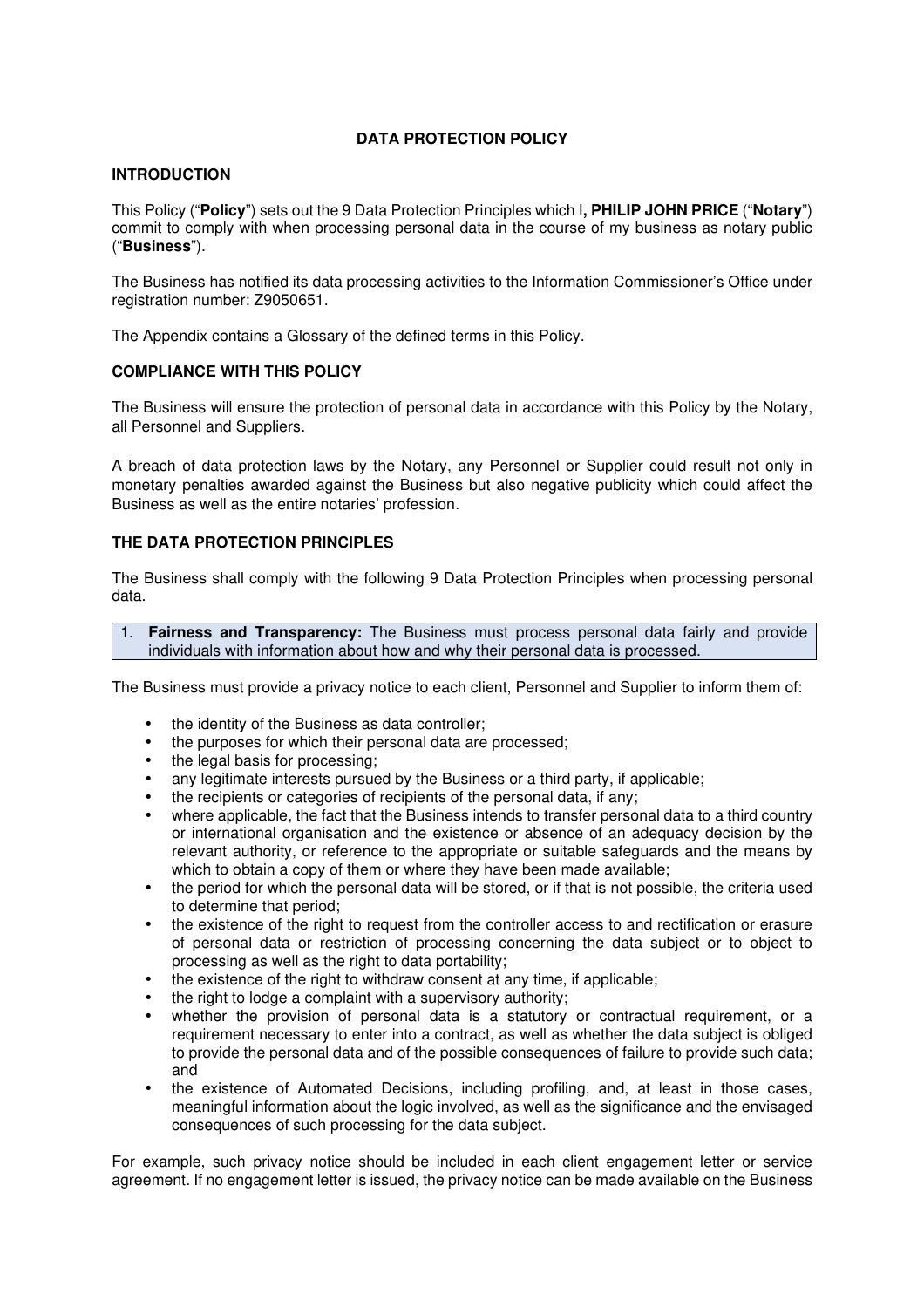# DATA PROTECTION POLICY

## INTRODUCTION

This Policy ("**Policy**") sets out the 9 Data Protection Principles which I**, PHILIP JOHN PRICE** ("**Notary**") commit to comply with when processing personal data in the course of my business as notary public ("**Business**").

The Business has notified its data processing activities to the Information Commissioner's Office under registration number: Z9050651.

The Appendix contains a Glossary of the defined terms in this Policy.

## COMPLIANCE WITH THIS POLICY

The Business will ensure the protection of personal data in accordance with this Policy by the Notary, all Personnel and Suppliers.

A breach of data protection laws by the Notary, any Personnel or Supplier could result not only in monetary penalties awarded against the Business but also negative publicity which could affect the Business as well as the entire notaries' profession.

## THE DATA PROTECTION PRINCIPLES

The Business shall comply with the following 9 Data Protection Principles when processing personal data.

1. **Fairness and Transparency:** The Business must process personal data fairly and provide individuals with information about how and why their personal data is processed.

The Business must provide a privacy notice to each client, Personnel and Supplier to inform them of:

- the identity of the Business as data controller;
- the purposes for which their personal data are processed;
- the legal basis for processing;
- any legitimate interests pursued by the Business or a third party, if applicable;
- the recipients or categories of recipients of the personal data, if any;
- where applicable, the fact that the Business intends to transfer personal data to a third country or international organisation and the existence or absence of an adequacy decision by the relevant authority, or reference to the appropriate or suitable safeguards and the means by which to obtain a copy of them or where they have been made available;
- the period for which the personal data will be stored, or if that is not possible, the criteria used to determine that period;
- the existence of the right to request from the controller access to and rectification or erasure of personal data or restriction of processing concerning the data subject or to object to processing as well as the right to data portability;
- the existence of the right to withdraw consent at any time, if applicable;
- the right to lodge a complaint with a supervisory authority;
- whether the provision of personal data is a statutory or contractual requirement, or a requirement necessary to enter into a contract, as well as whether the data subject is obliged to provide the personal data and of the possible consequences of failure to provide such data; and
- the existence of Automated Decisions, including profiling, and, at least in those cases, meaningful information about the logic involved, as well as the significance and the envisaged consequences of such processing for the data subject.

For example, such privacy notice should be included in each client engagement letter or service agreement. If no engagement letter is issued, the privacy notice can be made available on the Business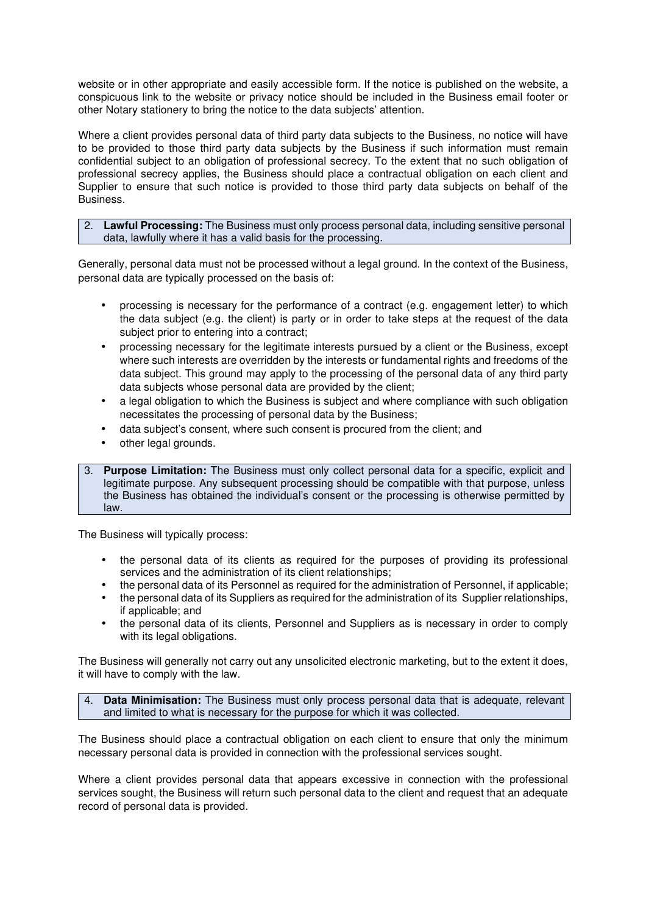website or in other appropriate and easily accessible form. If the notice is published on the website, a conspicuous link to the website or privacy notice should be included in the Business email footer or other Notary stationery to bring the notice to the data subjects' attention.

Where a client provides personal data of third party data subjects to the Business, no notice will have to be provided to those third party data subjects by the Business if such information must remain confidential subject to an obligation of professional secrecy. To the extent that no such obligation of professional secrecy applies, the Business should place a contractual obligation on each client and Supplier to ensure that such notice is provided to those third party data subjects on behalf of the Business.

2. **Lawful Processing:** The Business must only process personal data, including sensitive personal data, lawfully where it has a valid basis for the processing.

Generally, personal data must not be processed without a legal ground. In the context of the Business, personal data are typically processed on the basis of:

- processing is necessary for the performance of a contract (e.g. engagement letter) to which the data subject (e.g. the client) is party or in order to take steps at the request of the data subject prior to entering into a contract;
- processing necessary for the legitimate interests pursued by a client or the Business, except where such interests are overridden by the interests or fundamental rights and freedoms of the data subject. This ground may apply to the processing of the personal data of any third party data subjects whose personal data are provided by the client;
- a legal obligation to which the Business is subject and where compliance with such obligation necessitates the processing of personal data by the Business;
- data subject's consent, where such consent is procured from the client; and
- other legal grounds.

3. **Purpose Limitation:** The Business must only collect personal data for a specific, explicit and legitimate purpose. Any subsequent processing should be compatible with that purpose, unless the Business has obtained the individual's consent or the processing is otherwise permitted by law.

The Business will typically process:

- the personal data of its clients as required for the purposes of providing its professional services and the administration of its client relationships;
- the personal data of its Personnel as required for the administration of Personnel, if applicable;
- the personal data of its Suppliers as required for the administration of its Supplier relationships, if applicable; and
- the personal data of its clients, Personnel and Suppliers as is necessary in order to comply with its legal obligations.

The Business will generally not carry out any unsolicited electronic marketing, but to the extent it does, it will have to comply with the law.

4. **Data Minimisation:** The Business must only process personal data that is adequate, relevant and limited to what is necessary for the purpose for which it was collected.

The Business should place a contractual obligation on each client to ensure that only the minimum necessary personal data is provided in connection with the professional services sought.

Where a client provides personal data that appears excessive in connection with the professional services sought, the Business will return such personal data to the client and request that an adequate record of personal data is provided.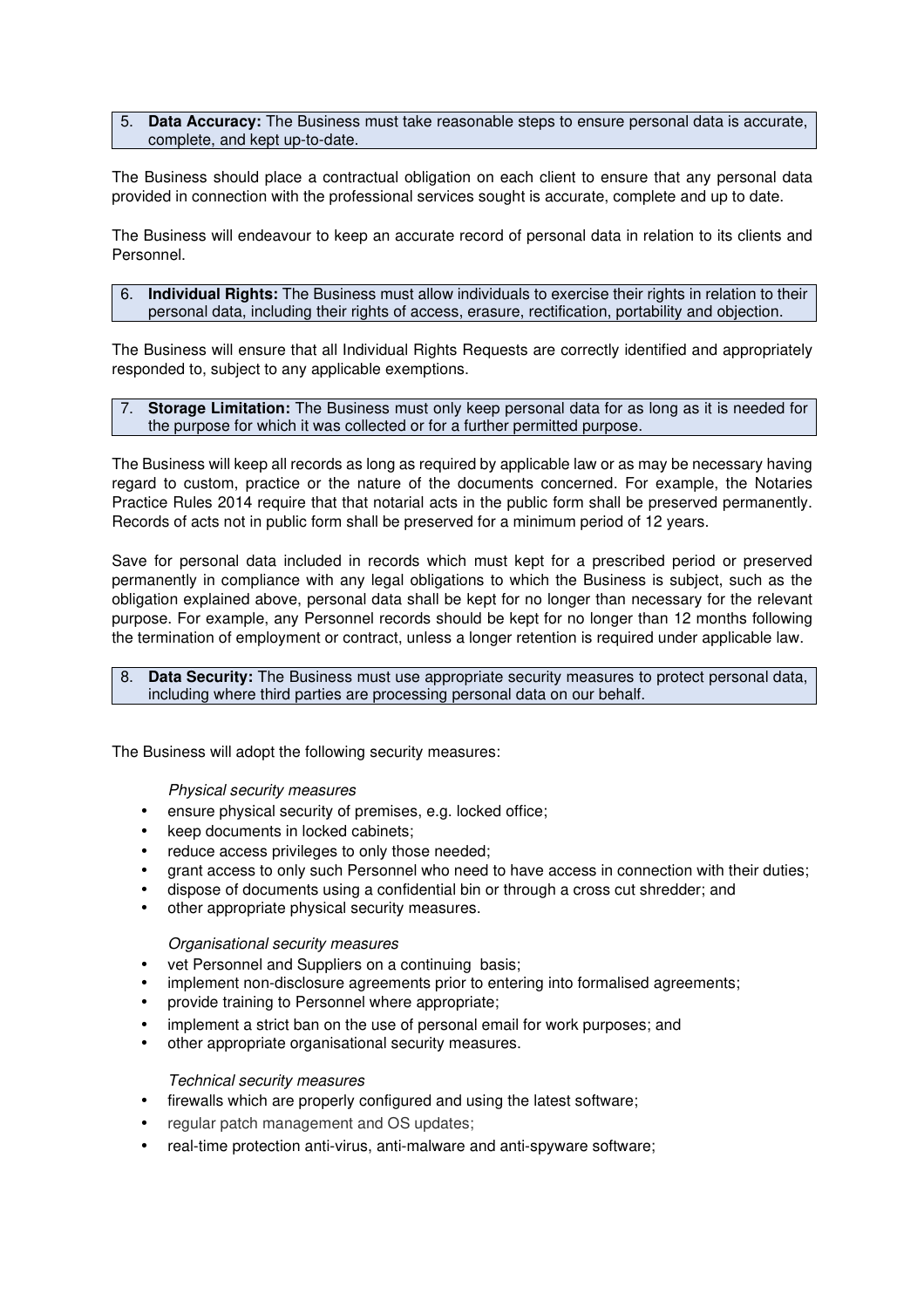5. **Data Accuracy:** The Business must take reasonable steps to ensure personal data is accurate, complete, and kept up-to-date.

The Business should place a contractual obligation on each client to ensure that any personal data provided in connection with the professional services sought is accurate, complete and up to date.

The Business will endeavour to keep an accurate record of personal data in relation to its clients and Personnel.

6. **Individual Rights:** The Business must allow individuals to exercise their rights in relation to their personal data, including their rights of access, erasure, rectification, portability and objection.

The Business will ensure that all Individual Rights Requests are correctly identified and appropriately responded to, subject to any applicable exemptions.

7. **Storage Limitation:** The Business must only keep personal data for as long as it is needed for the purpose for which it was collected or for a further permitted purpose.

The Business will keep all records as long as required by applicable law or as may be necessary having regard to custom, practice or the nature of the documents concerned. For example, the Notaries Practice Rules 2014 require that that notarial acts in the public form shall be preserved permanently. Records of acts not in public form shall be preserved for a minimum period of 12 years.

Save for personal data included in records which must kept for a prescribed period or preserved permanently in compliance with any legal obligations to which the Business is subject, such as the obligation explained above, personal data shall be kept for no longer than necessary for the relevant purpose. For example, any Personnel records should be kept for no longer than 12 months following the termination of employment or contract, unless a longer retention is required under applicable law.

8. **Data Security:** The Business must use appropriate security measures to protect personal data, including where third parties are processing personal data on our behalf.

The Business will adopt the following security measures:

*Physical security measures*

- ensure physical security of premises, e.g. locked office;
- keep documents in locked cabinets;
- reduce access privileges to only those needed;
- grant access to only such Personnel who need to have access in connection with their duties;
- dispose of documents using a confidential bin or through a cross cut shredder; and
- other appropriate physical security measures.

*Organisational security measures*

- vet Personnel and Suppliers on a continuing basis;
- implement non-disclosure agreements prior to entering into formalised agreements;
- provide training to Personnel where appropriate;
- implement a strict ban on the use of personal email for work purposes; and
- other appropriate organisational security measures.

*Technical security measures*

- firewalls which are properly configured and using the latest software;
- regular patch management and OS updates;
- real-time protection anti-virus, anti-malware and anti-spyware software;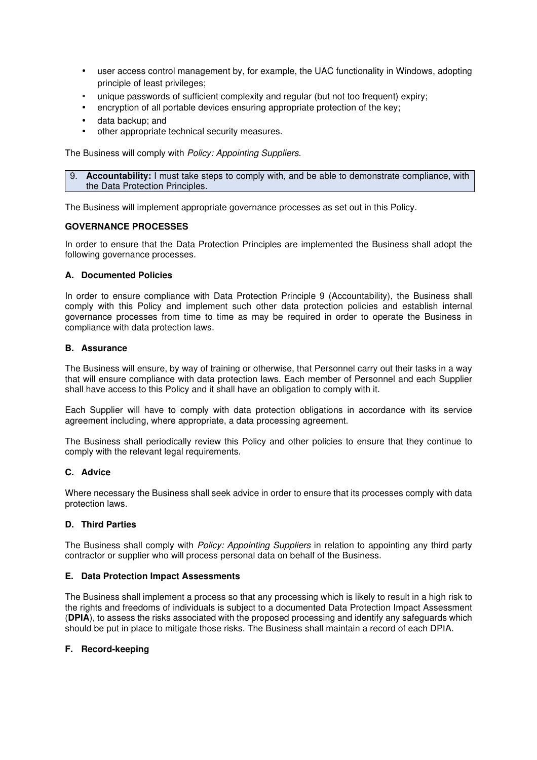- user access control management by, for example, the UAC functionality in Windows, adopting principle of least privileges;
- unique passwords of sufficient complexity and regular (but not too frequent) expiry;
- encryption of all portable devices ensuring appropriate protection of the key;
- data backup; and
- other appropriate technical security measures.

The Business will comply with *Policy: Appointing Suppliers*.

9. **Accountability:** I must take steps to comply with, and be able to demonstrate compliance, with the Data Protection Principles.

The Business will implement appropriate governance processes as set out in this Policy.

**GOVERNANCE PROCESSES**

In order to ensure that the Data Protection Principles are implemented the Business shall adopt the following governance processes.

**A. Documented Policies**

In order to ensure compliance with Data Protection Principle 9 (Accountability), the Business shall comply with this Policy and implement such other data protection policies and establish internal governance processes from time to time as may be required in order to operate the Business in compliance with data protection laws.

**B. Assurance**

The Business will ensure, by way of training or otherwise, that Personnel carry out their tasks in a way that will ensure compliance with data protection laws. Each member of Personnel and each Supplier shall have access to this Policy and it shall have an obligation to comply with it.

Each Supplier will have to comply with data protection obligations in accordance with its service agreement including, where appropriate, a data processing agreement.

The Business shall periodically review this Policy and other policies to ensure that they continue to comply with the relevant legal requirements.

**C. Advice**

Where necessary the Business shall seek advice in order to ensure that its processes comply with data protection laws.

**D. Third Parties**

The Business shall comply with *Policy: Appointing Suppliers* in relation to appointing any third party contractor or supplier who will process personal data on behalf of the Business.

**E. Data Protection Impact Assessments**

The Business shall implement a process so that any processing which is likely to result in a high risk to the rights and freedoms of individuals is subject to a documented Data Protection Impact Assessment (**DPIA**), to assess the risks associated with the proposed processing and identify any safeguards which should be put in place to mitigate those risks. The Business shall maintain a record of each DPIA.

**F. Record-keeping**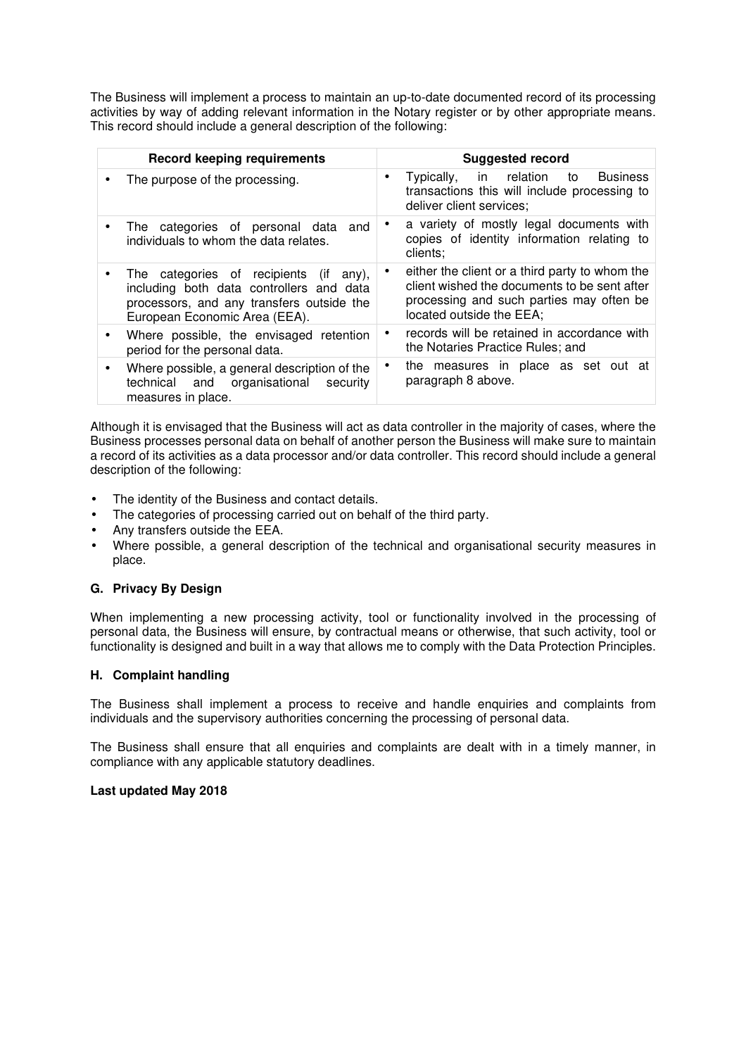The Business will implement a process to maintain an up-to-date documented record of its processing activities by way of adding relevant information in the Notary register or by other appropriate means. This record should include a general description of the following:

| Record keeping requirements | Suggested record |
|---|---|
| • The purpose of the processing. | • Typically, in relation to Business transactions this will include processing to deliver client services; |
| • The categories of personal data and individuals to whom the data relates. | • a variety of mostly legal documents with copies of identity information relating to clients; |
| • The categories of recipients (if any), including both data controllers and data processors, and any transfers outside the European Economic Area (EEA). | • either the client or a third party to whom the client wished the documents to be sent after processing and such parties may often be located outside the EEA; |
| • Where possible, the envisaged retention period for the personal data. | • records will be retained in accordance with the Notaries Practice Rules; and |
| • Where possible, a general description of the technical and organisational security measures in place. | • the measures in place as set out at paragraph 8 above. |

Although it is envisaged that the Business will act as data controller in the majority of cases, where the Business processes personal data on behalf of another person the Business will make sure to maintain a record of its activities as a data processor and/or data controller. This record should include a general description of the following:

- The identity of the Business and contact details.
- The categories of processing carried out on behalf of the third party.
- Any transfers outside the EEA.
- Where possible, a general description of the technical and organisational security measures in place.

**G. Privacy By Design**

When implementing a new processing activity, tool or functionality involved in the processing of personal data, the Business will ensure, by contractual means or otherwise, that such activity, tool or functionality is designed and built in a way that allows me to comply with the Data Protection Principles.

**H. Complaint handling**

The Business shall implement a process to receive and handle enquiries and complaints from individuals and the supervisory authorities concerning the processing of personal data.

The Business shall ensure that all enquiries and complaints are dealt with in a timely manner, in compliance with any applicable statutory deadlines.

**Last updated May 2018**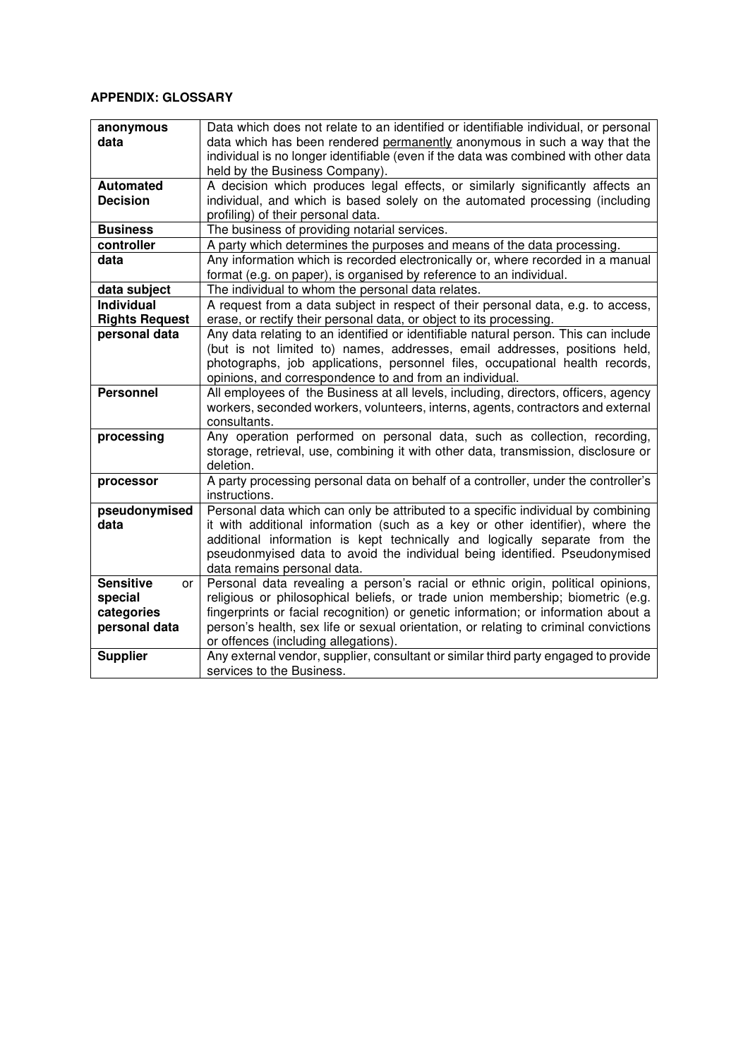**APPENDIX: GLOSSARY**

| | |
|---|---|
| **anonymous data** | Data which does not relate to an identified or identifiable individual, or personal data which has been rendered <u>permanently</u> anonymous in such a way that the individual is no longer identifiable (even if the data was combined with other data held by the Business Company). |
| **Automated Decision** | A decision which produces legal effects, or similarly significantly affects an individual, and which is based solely on the automated processing (including profiling) of their personal data. |
| **Business** | The business of providing notarial services. |
| **controller** | A party which determines the purposes and means of the data processing. |
| **data** | Any information which is recorded electronically or, where recorded in a manual format (e.g. on paper), is organised by reference to an individual. |
| **data subject** | The individual to whom the personal data relates. |
| **Individual Rights Request** | A request from a data subject in respect of their personal data, e.g. to access, erase, or rectify their personal data, or object to its processing. |
| **personal data** | Any data relating to an identified or identifiable natural person. This can include (but is not limited to) names, addresses, email addresses, positions held, photographs, job applications, personnel files, occupational health records, opinions, and correspondence to and from an individual. |
| **Personnel** | All employees of the Business at all levels, including, directors, officers, agency workers, seconded workers, volunteers, interns, agents, contractors and external consultants. |
| **processing** | Any operation performed on personal data, such as collection, recording, storage, retrieval, use, combining it with other data, transmission, disclosure or deletion. |
| **processor** | A party processing personal data on behalf of a controller, under the controller's instructions. |
| **pseudonymised data** | Personal data which can only be attributed to a specific individual by combining it with additional information (such as a key or other identifier), where the additional information is kept technically and logically separate from the pseudonmyised data to avoid the individual being identified. Pseudonymised data remains personal data. |
| **Sensitive or special categories personal data** | Personal data revealing a person's racial or ethnic origin, political opinions, religious or philosophical beliefs, or trade union membership; biometric (e.g. fingerprints or facial recognition) or genetic information; or information about a person's health, sex life or sexual orientation, or relating to criminal convictions or offences (including allegations). |
| **Supplier** | Any external vendor, supplier, consultant or similar third party engaged to provide services to the Business. |